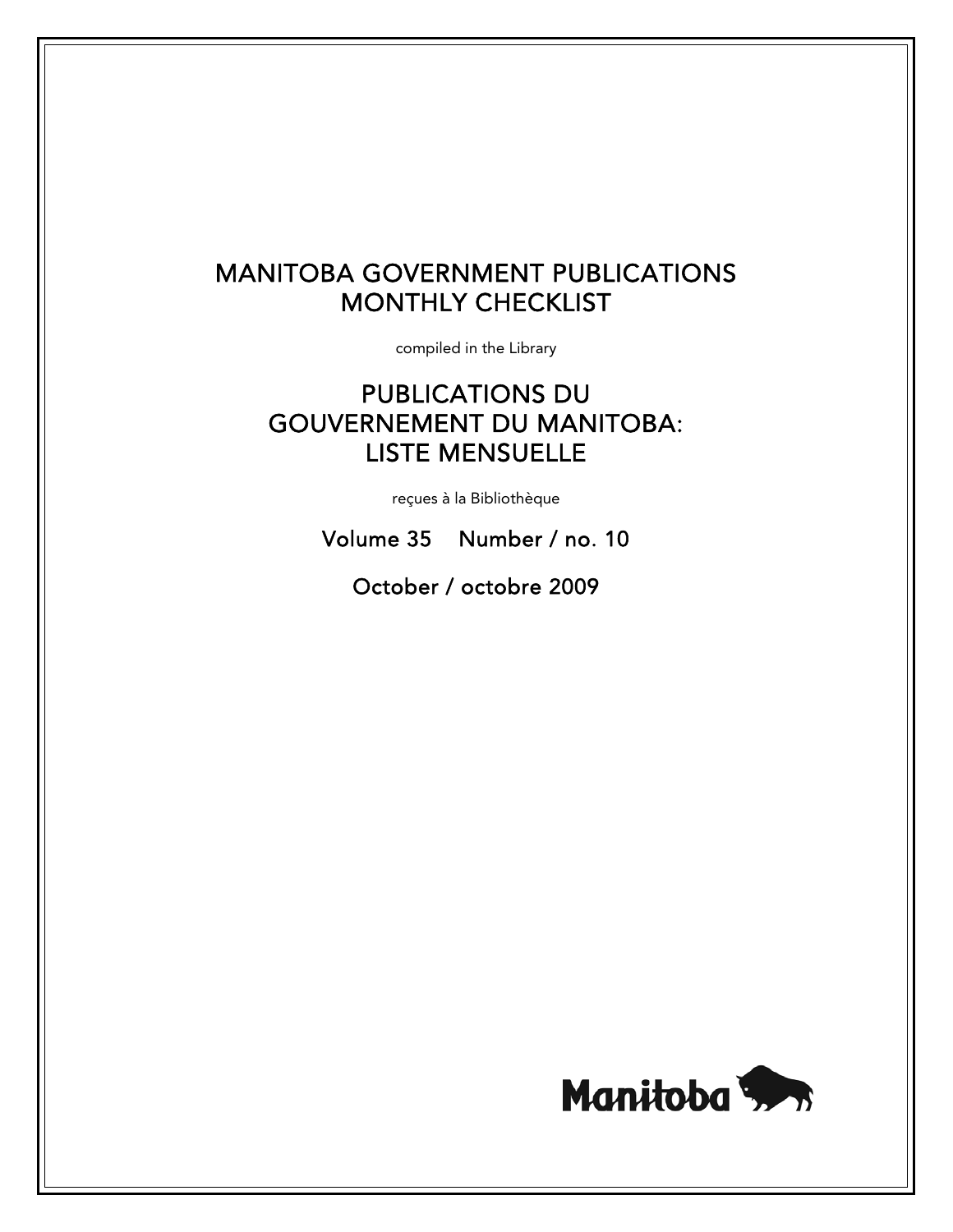# MANITOBA GOVERNMENT PUBLICATIONS MONTHLY CHECKLIST

compiled in the Library

# PUBLICATIONS DU GOUVERNEMENT DU MANITOBA: LISTE MENSUELLE

reçues à la Bibliothèque

Volume 35 Number / no. 10

October / octobre 2009

Manitoba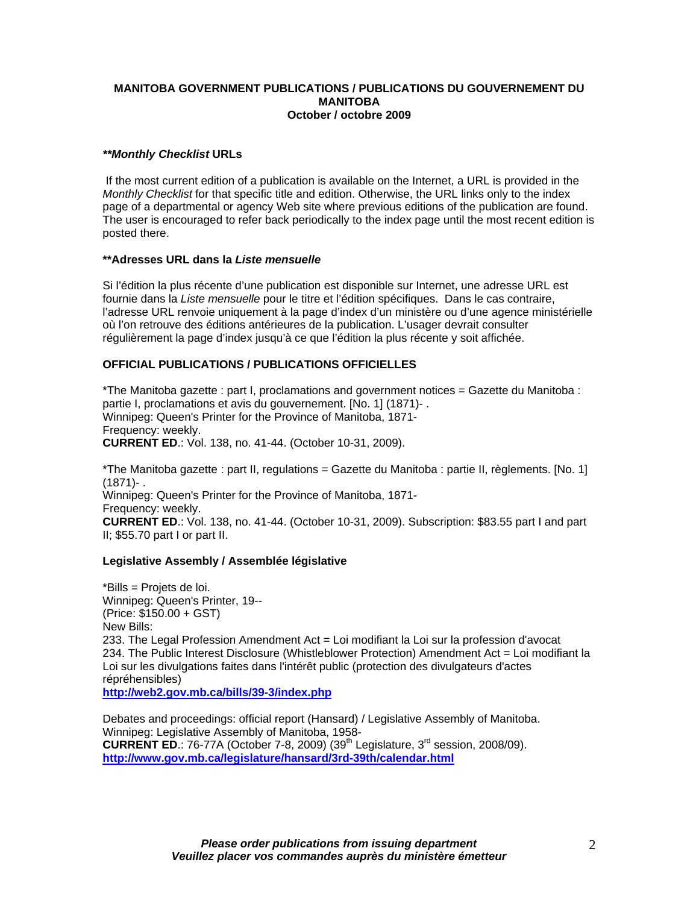**MANITOBA GOVERNMENT PUBLICATIONS / PUBLICATIONS DU GOUVERNEMENT DU MANITOBA**
**October / octobre 2009**

***\*\*Monthly Checklist* URLs**

If the most current edition of a publication is available on the Internet, a URL is provided in the *Monthly Checklist* for that specific title and edition. Otherwise, the URL links only to the index page of a departmental or agency Web site where previous editions of the publication are found. The user is encouraged to refer back periodically to the index page until the most recent edition is posted there.

**\*\*Adresses URL dans la *Liste mensuelle***

Si l'édition la plus récente d'une publication est disponible sur Internet, une adresse URL est fournie dans la *Liste mensuelle* pour le titre et l'édition spécifiques. Dans le cas contraire, l'adresse URL renvoie uniquement à la page d'index d'un ministère ou d'une agence ministérielle où l'on retrouve des éditions antérieures de la publication. L'usager devrait consulter régulièrement la page d'index jusqu'à ce que l'édition la plus récente y soit affichée.

**OFFICIAL PUBLICATIONS / PUBLICATIONS OFFICIELLES**

*The Manitoba gazette : part I, proclamations and government notices = Gazette du Manitoba : partie I, proclamations et avis du gouvernement. [No. 1] (1871)- .
Winnipeg: Queen's Printer for the Province of Manitoba, 1871-
Frequency: weekly.
**CURRENT ED**.: Vol. 138, no. 41-44. (October 10-31, 2009).

*The Manitoba gazette : part II, regulations = Gazette du Manitoba : partie II, règlements. [No. 1] (1871)- .
Winnipeg: Queen's Printer for the Province of Manitoba, 1871-
Frequency: weekly.
**CURRENT ED**.: Vol. 138, no. 41-44. (October 10-31, 2009). Subscription: $83.55 part I and part II; $55.70 part I or part II.

**Legislative Assembly / Assemblée législative**

*Bills = Projets de loi.
Winnipeg: Queen's Printer, 19--
(Price: $150.00 + GST)
New Bills:
233. The Legal Profession Amendment Act = Loi modifiant la Loi sur la profession d'avocat
234. The Public Interest Disclosure (Whistleblower Protection) Amendment Act = Loi modifiant la Loi sur les divulgations faites dans l'intérêt public (protection des divulgateurs d'actes répréhensibles)
**http://web2.gov.mb.ca/bills/39-3/index.php**

Debates and proceedings: official report (Hansard) / Legislative Assembly of Manitoba.
Winnipeg: Legislative Assembly of Manitoba, 1958-
**CURRENT ED**.: 76-77A (October 7-8, 2009) (39th Legislature, 3rd session, 2008/09).
**http://www.gov.mb.ca/legislature/hansard/3rd-39th/calendar.html**

***Please order publications from issuing department***
***Veuillez placer vos commandes auprès du ministère émetteur***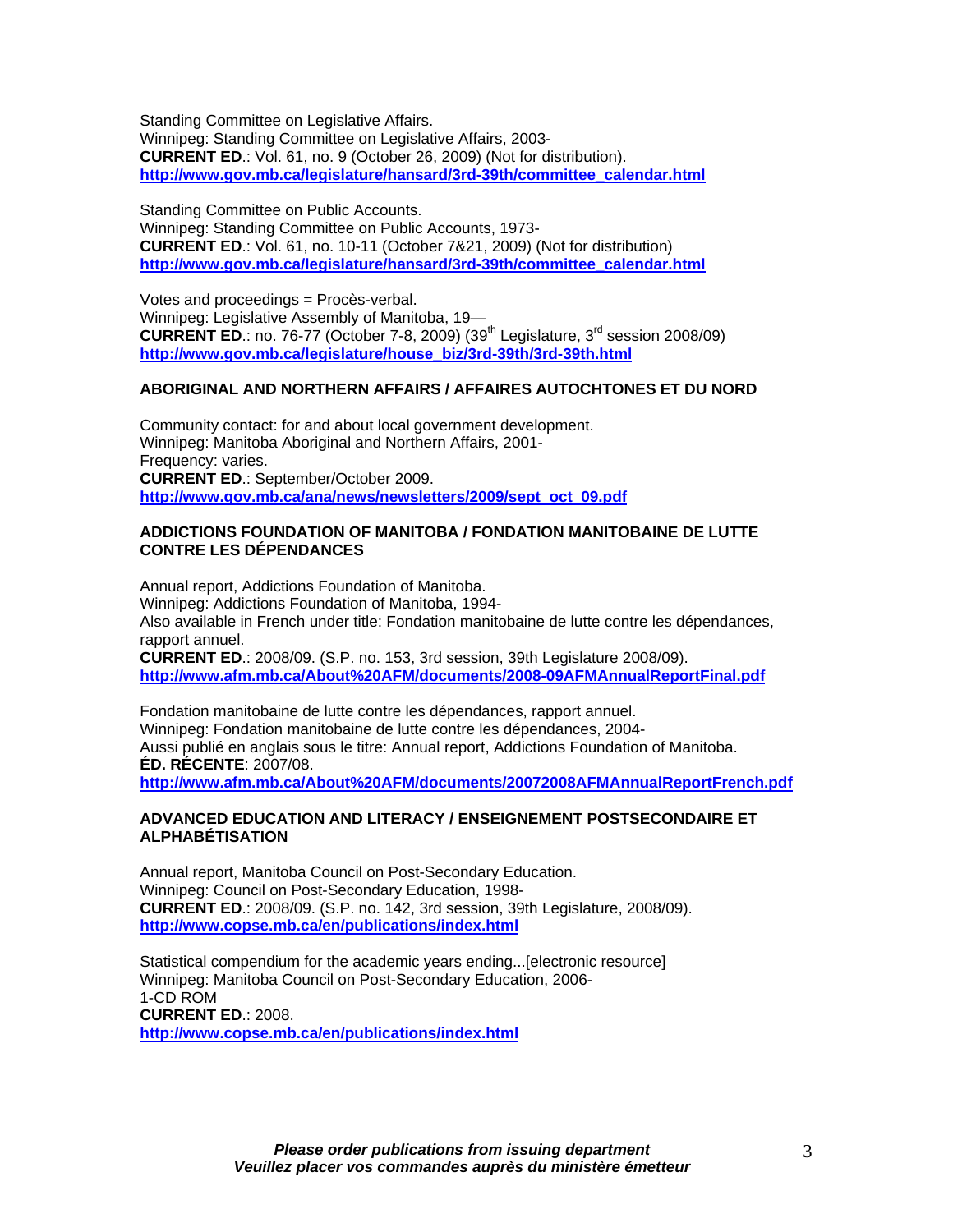Standing Committee on Legislative Affairs.
Winnipeg: Standing Committee on Legislative Affairs, 2003-
**CURRENT ED**.: Vol. 61, no. 9 (October 26, 2009) (Not for distribution).
**http://www.gov.mb.ca/legislature/hansard/3rd-39th/committee_calendar.html**

Standing Committee on Public Accounts.
Winnipeg: Standing Committee on Public Accounts, 1973-
**CURRENT ED**.: Vol. 61, no. 10-11 (October 7&21, 2009) (Not for distribution)
**http://www.gov.mb.ca/legislature/hansard/3rd-39th/committee_calendar.html**

Votes and proceedings = Procès-verbal.
Winnipeg: Legislative Assembly of Manitoba, 19—
**CURRENT ED**.: no. 76-77 (October 7-8, 2009) (39th Legislature, 3rd session 2008/09)
**http://www.gov.mb.ca/legislature/house_biz/3rd-39th/3rd-39th.html**

### ABORIGINAL AND NORTHERN AFFAIRS / AFFAIRES AUTOCHTONES ET DU NORD

Community contact: for and about local government development.
Winnipeg: Manitoba Aboriginal and Northern Affairs, 2001-
Frequency: varies.
**CURRENT ED**.: September/October 2009.
**http://www.gov.mb.ca/ana/news/newsletters/2009/sept_oct_09.pdf**

### ADDICTIONS FOUNDATION OF MANITOBA / FONDATION MANITOBAINE DE LUTTE CONTRE LES DÉPENDANCES

Annual report, Addictions Foundation of Manitoba.
Winnipeg: Addictions Foundation of Manitoba, 1994-
Also available in French under title: Fondation manitobaine de lutte contre les dépendances, rapport annuel.
**CURRENT ED**.: 2008/09. (S.P. no. 153, 3rd session, 39th Legislature 2008/09).
**http://www.afm.mb.ca/About%20AFM/documents/2008-09AFMAnnualReportFinal.pdf**

Fondation manitobaine de lutte contre les dépendances, rapport annuel.
Winnipeg: Fondation manitobaine de lutte contre les dépendances, 2004-
Aussi publié en anglais sous le titre: Annual report, Addictions Foundation of Manitoba.
**ÉD. RÉCENTE**: 2007/08.
**http://www.afm.mb.ca/About%20AFM/documents/20072008AFMAnnualReportFrench.pdf**

### ADVANCED EDUCATION AND LITERACY / ENSEIGNEMENT POSTSECONDAIRE ET ALPHABÉTISATION

Annual report, Manitoba Council on Post-Secondary Education.
Winnipeg: Council on Post-Secondary Education, 1998-
**CURRENT ED**.: 2008/09. (S.P. no. 142, 3rd session, 39th Legislature, 2008/09).
**http://www.copse.mb.ca/en/publications/index.html**

Statistical compendium for the academic years ending...[electronic resource]
Winnipeg: Manitoba Council on Post-Secondary Education, 2006-
1-CD ROM
**CURRENT ED**.: 2008.
**http://www.copse.mb.ca/en/publications/index.html**

***Please order publications from issuing department***
***Veuillez placer vos commandes auprès du ministère émetteur***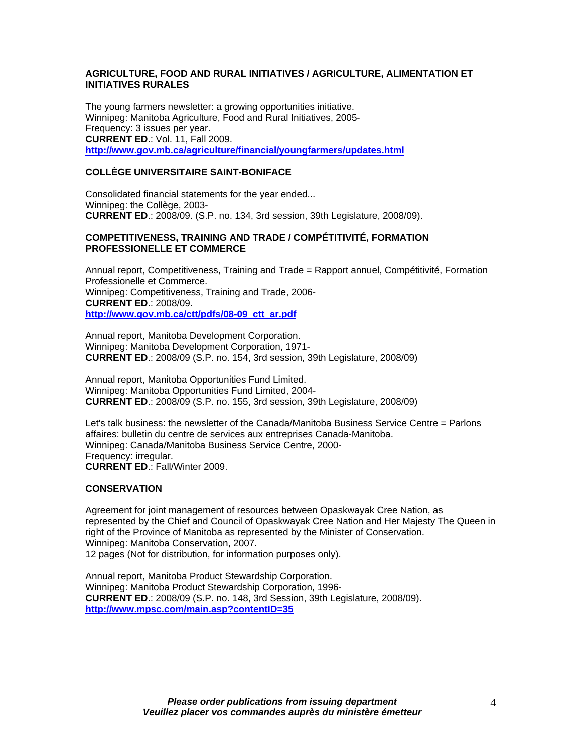**AGRICULTURE, FOOD AND RURAL INITIATIVES / AGRICULTURE, ALIMENTATION ET INITIATIVES RURALES**

The young farmers newsletter: a growing opportunities initiative.
Winnipeg: Manitoba Agriculture, Food and Rural Initiatives, 2005-
Frequency: 3 issues per year.
**CURRENT ED**.: Vol. 11, Fall 2009.
**http://www.gov.mb.ca/agriculture/financial/youngfarmers/updates.html**

**COLLÈGE UNIVERSITAIRE SAINT-BONIFACE**

Consolidated financial statements for the year ended...
Winnipeg: the Collège, 2003-
**CURRENT ED**.: 2008/09. (S.P. no. 134, 3rd session, 39th Legislature, 2008/09).

**COMPETITIVENESS, TRAINING AND TRADE / COMPÉTITIVITÉ, FORMATION PROFESSIONELLE ET COMMERCE**

Annual report, Competitiveness, Training and Trade = Rapport annuel, Compétitivité, Formation Professionelle et Commerce.
Winnipeg: Competitiveness, Training and Trade, 2006-
**CURRENT ED**.: 2008/09.
**http://www.gov.mb.ca/ctt/pdfs/08-09_ctt_ar.pdf**

Annual report, Manitoba Development Corporation.
Winnipeg: Manitoba Development Corporation, 1971-
**CURRENT ED**.: 2008/09 (S.P. no. 154, 3rd session, 39th Legislature, 2008/09)

Annual report, Manitoba Opportunities Fund Limited.
Winnipeg: Manitoba Opportunities Fund Limited, 2004-
**CURRENT ED**.: 2008/09 (S.P. no. 155, 3rd session, 39th Legislature, 2008/09)

Let's talk business: the newsletter of the Canada/Manitoba Business Service Centre = Parlons affaires: bulletin du centre de services aux entreprises Canada-Manitoba.
Winnipeg: Canada/Manitoba Business Service Centre, 2000-
Frequency: irregular.
**CURRENT ED**.: Fall/Winter 2009.

**CONSERVATION**

Agreement for joint management of resources between Opaskwayak Cree Nation, as represented by the Chief and Council of Opaskwayak Cree Nation and Her Majesty The Queen in right of the Province of Manitoba as represented by the Minister of Conservation.
Winnipeg: Manitoba Conservation, 2007.
12 pages (Not for distribution, for information purposes only).

Annual report, Manitoba Product Stewardship Corporation.
Winnipeg: Manitoba Product Stewardship Corporation, 1996-
**CURRENT ED**.: 2008/09 (S.P. no. 148, 3rd Session, 39th Legislature, 2008/09).
**http://www.mpsc.com/main.asp?contentID=35**

***Please order publications from issuing department***
***Veuillez placer vos commandes auprès du ministère émetteur***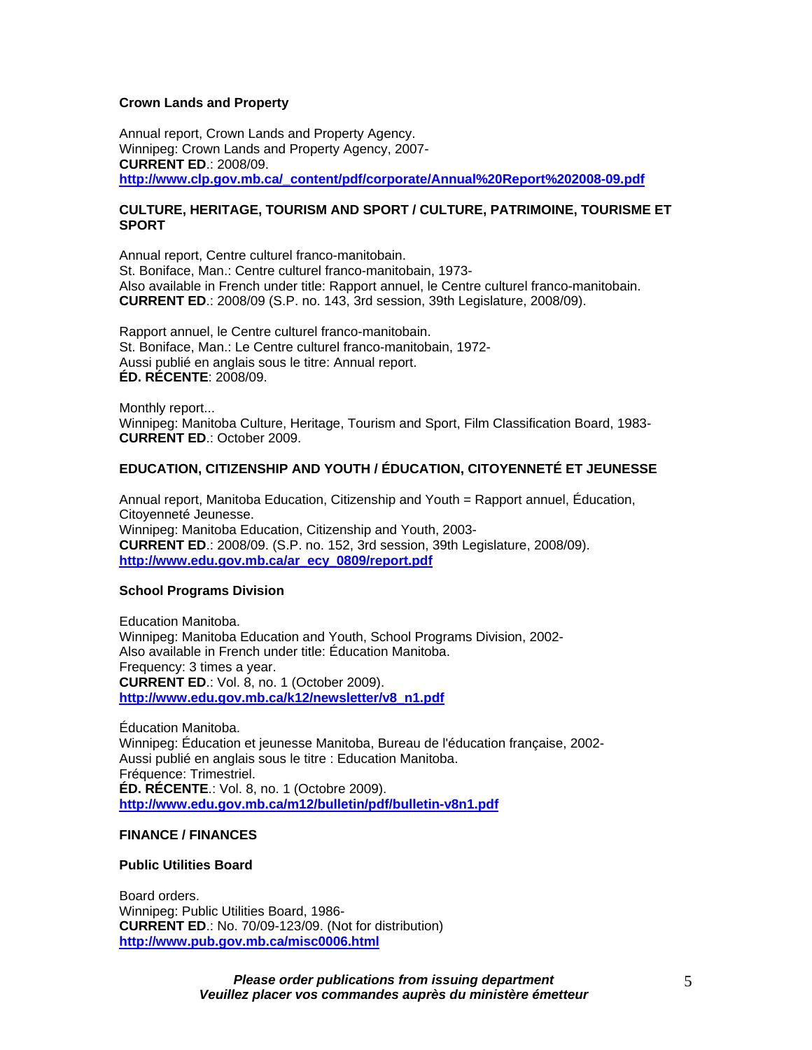**Crown Lands and Property**

Annual report, Crown Lands and Property Agency.
Winnipeg: Crown Lands and Property Agency, 2007-
**CURRENT ED**.: 2008/09.
**http://www.clp.gov.mb.ca/_content/pdf/corporate/Annual%20Report%202008-09.pdf**

**CULTURE, HERITAGE, TOURISM AND SPORT / CULTURE, PATRIMOINE, TOURISME ET SPORT**

Annual report, Centre culturel franco-manitobain.
St. Boniface, Man.: Centre culturel franco-manitobain, 1973-
Also available in French under title: Rapport annuel, le Centre culturel franco-manitobain.
**CURRENT ED**.: 2008/09 (S.P. no. 143, 3rd session, 39th Legislature, 2008/09).

Rapport annuel, le Centre culturel franco-manitobain.
St. Boniface, Man.: Le Centre culturel franco-manitobain, 1972-
Aussi publié en anglais sous le titre: Annual report.
**ÉD. RÉCENTE**: 2008/09.

Monthly report...
Winnipeg: Manitoba Culture, Heritage, Tourism and Sport, Film Classification Board, 1983-
**CURRENT ED**.: October 2009.

**EDUCATION, CITIZENSHIP AND YOUTH / ÉDUCATION, CITOYENNETÉ ET JEUNESSE**

Annual report, Manitoba Education, Citizenship and Youth = Rapport annuel, Éducation, Citoyenneté Jeunesse.
Winnipeg: Manitoba Education, Citizenship and Youth, 2003-
**CURRENT ED**.: 2008/09. (S.P. no. 152, 3rd session, 39th Legislature, 2008/09).
**http://www.edu.gov.mb.ca/ar_ecy_0809/report.pdf**

**School Programs Division**

Education Manitoba.
Winnipeg: Manitoba Education and Youth, School Programs Division, 2002-
Also available in French under title: Éducation Manitoba.
Frequency: 3 times a year.
**CURRENT ED**.: Vol. 8, no. 1 (October 2009).
**http://www.edu.gov.mb.ca/k12/newsletter/v8_n1.pdf**

Éducation Manitoba.
Winnipeg: Éducation et jeunesse Manitoba, Bureau de l'éducation française, 2002-
Aussi publié en anglais sous le titre : Education Manitoba.
Fréquence: Trimestriel.
**ÉD. RÉCENTE**.: Vol. 8, no. 1 (Octobre 2009).
**http://www.edu.gov.mb.ca/m12/bulletin/pdf/bulletin-v8n1.pdf**

**FINANCE / FINANCES**

**Public Utilities Board**

Board orders.
Winnipeg: Public Utilities Board, 1986-
**CURRENT ED**.: No. 70/09-123/09. (Not for distribution)
**http://www.pub.gov.mb.ca/misc0006.html**

***Please order publications from issuing department***
***Veuillez placer vos commandes auprès du ministère émetteur***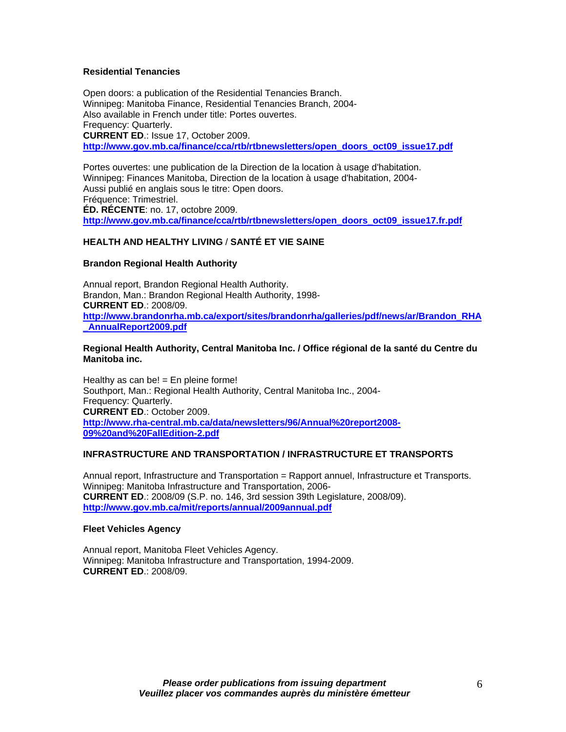**Residential Tenancies**

Open doors: a publication of the Residential Tenancies Branch.
Winnipeg: Manitoba Finance, Residential Tenancies Branch, 2004-
Also available in French under title: Portes ouvertes.
Frequency: Quarterly.
**CURRENT ED**.: Issue 17, October 2009.
**http://www.gov.mb.ca/finance/cca/rtb/rtbnewsletters/open_doors_oct09_issue17.pdf**

Portes ouvertes: une publication de la Direction de la location à usage d'habitation.
Winnipeg: Finances Manitoba, Direction de la location à usage d'habitation, 2004-
Aussi publié en anglais sous le titre: Open doors.
Fréquence: Trimestriel.
**ÉD. RÉCENTE**: no. 17, octobre 2009.
**http://www.gov.mb.ca/finance/cca/rtb/rtbnewsletters/open_doors_oct09_issue17.fr.pdf**

## HEALTH AND HEALTHY LIVING / SANTÉ ET VIE SAINE

**Brandon Regional Health Authority**

Annual report, Brandon Regional Health Authority.
Brandon, Man.: Brandon Regional Health Authority, 1998-
**CURRENT ED**.: 2008/09.
**http://www.brandonrha.mb.ca/export/sites/brandonrha/galleries/pdf/news/ar/Brandon_RHA_AnnualReport2009.pdf**

**Regional Health Authority, Central Manitoba Inc. / Office régional de la santé du Centre du Manitoba inc.**

Healthy as can be! = En pleine forme!
Southport, Man.: Regional Health Authority, Central Manitoba Inc., 2004-
Frequency: Quarterly.
**CURRENT ED**.: October 2009.
**http://www.rha-central.mb.ca/data/newsletters/96/Annual%20report2008-09%20and%20FallEdition-2.pdf**

## INFRASTRUCTURE AND TRANSPORTATION / INFRASTRUCTURE ET TRANSPORTS

Annual report, Infrastructure and Transportation = Rapport annuel, Infrastructure et Transports.
Winnipeg: Manitoba Infrastructure and Transportation, 2006-
**CURRENT ED**.: 2008/09 (S.P. no. 146, 3rd session 39th Legislature, 2008/09).
**http://www.gov.mb.ca/mit/reports/annual/2009annual.pdf**

**Fleet Vehicles Agency**

Annual report, Manitoba Fleet Vehicles Agency.
Winnipeg: Manitoba Infrastructure and Transportation, 1994-2009.
**CURRENT ED**.: 2008/09.

***Please order publications from issuing department***
***Veuillez placer vos commandes auprès du ministère émetteur***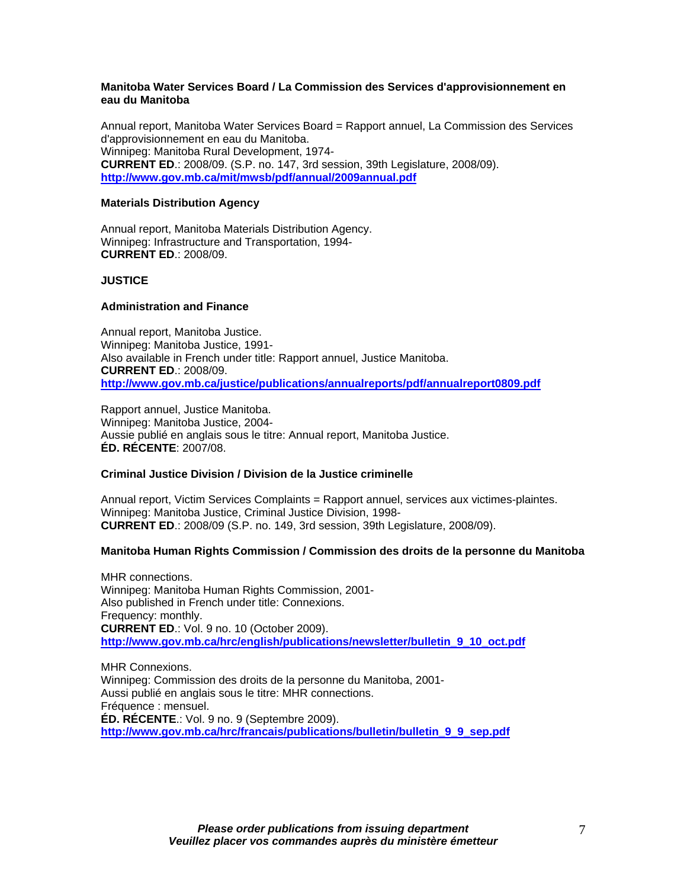**Manitoba Water Services Board / La Commission des Services d'approvisionnement en eau du Manitoba**

Annual report, Manitoba Water Services Board = Rapport annuel, La Commission des Services d'approvisionnement en eau du Manitoba.
Winnipeg: Manitoba Rural Development, 1974-
**CURRENT ED**.: 2008/09. (S.P. no. 147, 3rd session, 39th Legislature, 2008/09).
**http://www.gov.mb.ca/mit/mwsb/pdf/annual/2009annual.pdf**

**Materials Distribution Agency**

Annual report, Manitoba Materials Distribution Agency.
Winnipeg: Infrastructure and Transportation, 1994-
**CURRENT ED**.: 2008/09.

## JUSTICE

**Administration and Finance**

Annual report, Manitoba Justice.
Winnipeg: Manitoba Justice, 1991-
Also available in French under title: Rapport annuel, Justice Manitoba.
**CURRENT ED**.: 2008/09.
**http://www.gov.mb.ca/justice/publications/annualreports/pdf/annualreport0809.pdf**

Rapport annuel, Justice Manitoba.
Winnipeg: Manitoba Justice, 2004-
Aussie publié en anglais sous le titre: Annual report, Manitoba Justice.
**ÉD. RÉCENTE**: 2007/08.

**Criminal Justice Division / Division de la Justice criminelle**

Annual report, Victim Services Complaints = Rapport annuel, services aux victimes-plaintes.
Winnipeg: Manitoba Justice, Criminal Justice Division, 1998-
**CURRENT ED**.: 2008/09 (S.P. no. 149, 3rd session, 39th Legislature, 2008/09).

**Manitoba Human Rights Commission / Commission des droits de la personne du Manitoba**

MHR connections.
Winnipeg: Manitoba Human Rights Commission, 2001-
Also published in French under title: Connexions.
Frequency: monthly.
**CURRENT ED**.: Vol. 9 no. 10 (October 2009).
**http://www.gov.mb.ca/hrc/english/publications/newsletter/bulletin_9_10_oct.pdf**

MHR Connexions.
Winnipeg: Commission des droits de la personne du Manitoba, 2001-
Aussi publié en anglais sous le titre: MHR connections.
Fréquence : mensuel.
**ÉD. RÉCENTE**.: Vol. 9 no. 9 (Septembre 2009).
**http://www.gov.mb.ca/hrc/francais/publications/bulletin/bulletin_9_9_sep.pdf**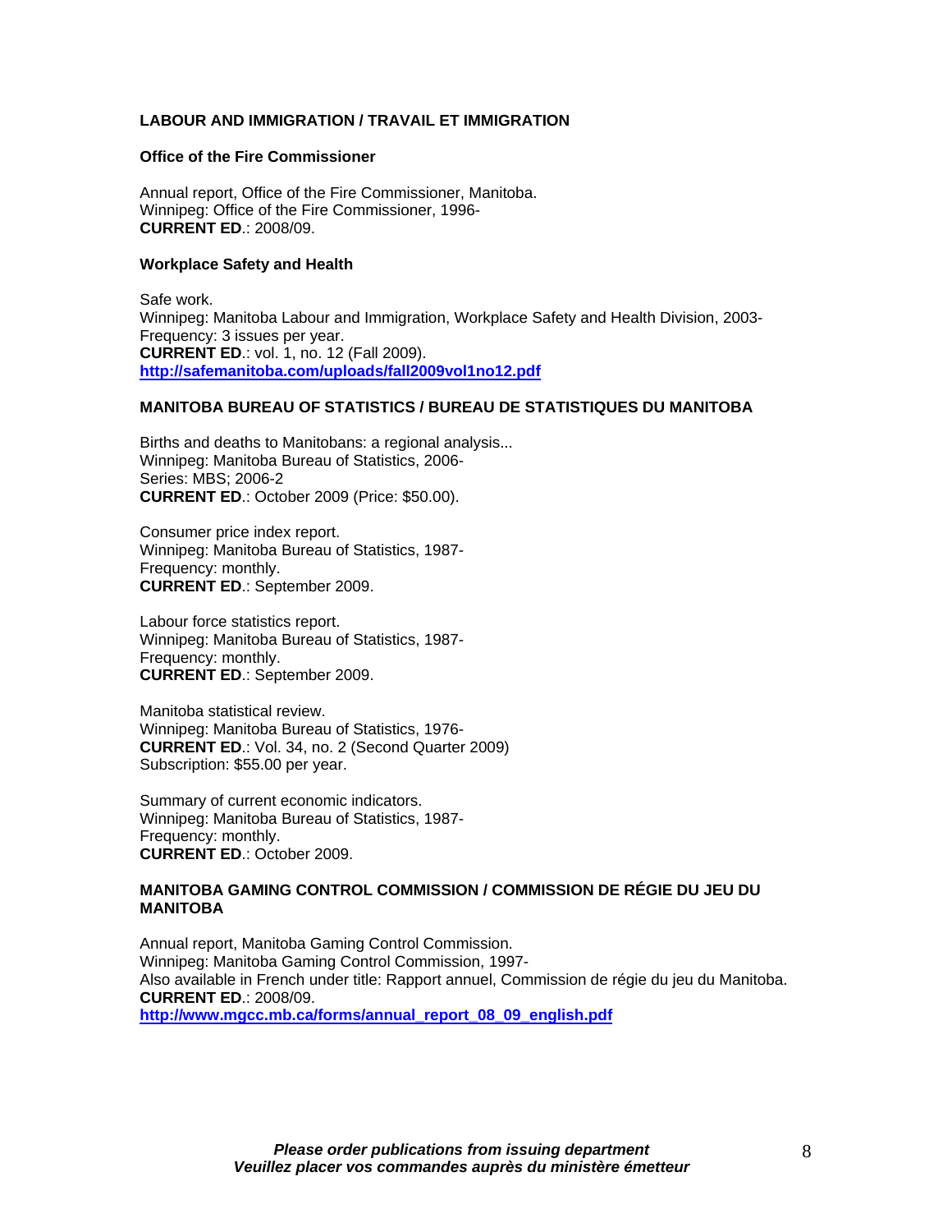## LABOUR AND IMMIGRATION / TRAVAIL ET IMMIGRATION

### Office of the Fire Commissioner

Annual report, Office of the Fire Commissioner, Manitoba.
Winnipeg: Office of the Fire Commissioner, 1996-
**CURRENT ED**.: 2008/09.

### Workplace Safety and Health

Safe work.
Winnipeg: Manitoba Labour and Immigration, Workplace Safety and Health Division, 2003-
Frequency: 3 issues per year.
**CURRENT ED**.: vol. 1, no. 12 (Fall 2009).
**http://safemanitoba.com/uploads/fall2009vol1no12.pdf**

## MANITOBA BUREAU OF STATISTICS / BUREAU DE STATISTIQUES DU MANITOBA

Births and deaths to Manitobans: a regional analysis...
Winnipeg: Manitoba Bureau of Statistics, 2006-
Series: MBS; 2006-2
**CURRENT ED**.: October 2009 (Price: $50.00).

Consumer price index report.
Winnipeg: Manitoba Bureau of Statistics, 1987-
Frequency: monthly.
**CURRENT ED**.: September 2009.

Labour force statistics report.
Winnipeg: Manitoba Bureau of Statistics, 1987-
Frequency: monthly.
**CURRENT ED**.: September 2009.

Manitoba statistical review.
Winnipeg: Manitoba Bureau of Statistics, 1976-
**CURRENT ED**.: Vol. 34, no. 2 (Second Quarter 2009)
Subscription: $55.00 per year.

Summary of current economic indicators.
Winnipeg: Manitoba Bureau of Statistics, 1987-
Frequency: monthly.
**CURRENT ED**.: October 2009.

## MANITOBA GAMING CONTROL COMMISSION / COMMISSION DE RÉGIE DU JEU DU MANITOBA

Annual report, Manitoba Gaming Control Commission.
Winnipeg: Manitoba Gaming Control Commission, 1997-
Also available in French under title: Rapport annuel, Commission de régie du jeu du Manitoba.
**CURRENT ED**.: 2008/09.
**http://www.mgcc.mb.ca/forms/annual_report_08_09_english.pdf**

***Please order publications from issuing department***
***Veuillez placer vos commandes auprès du ministère émetteur***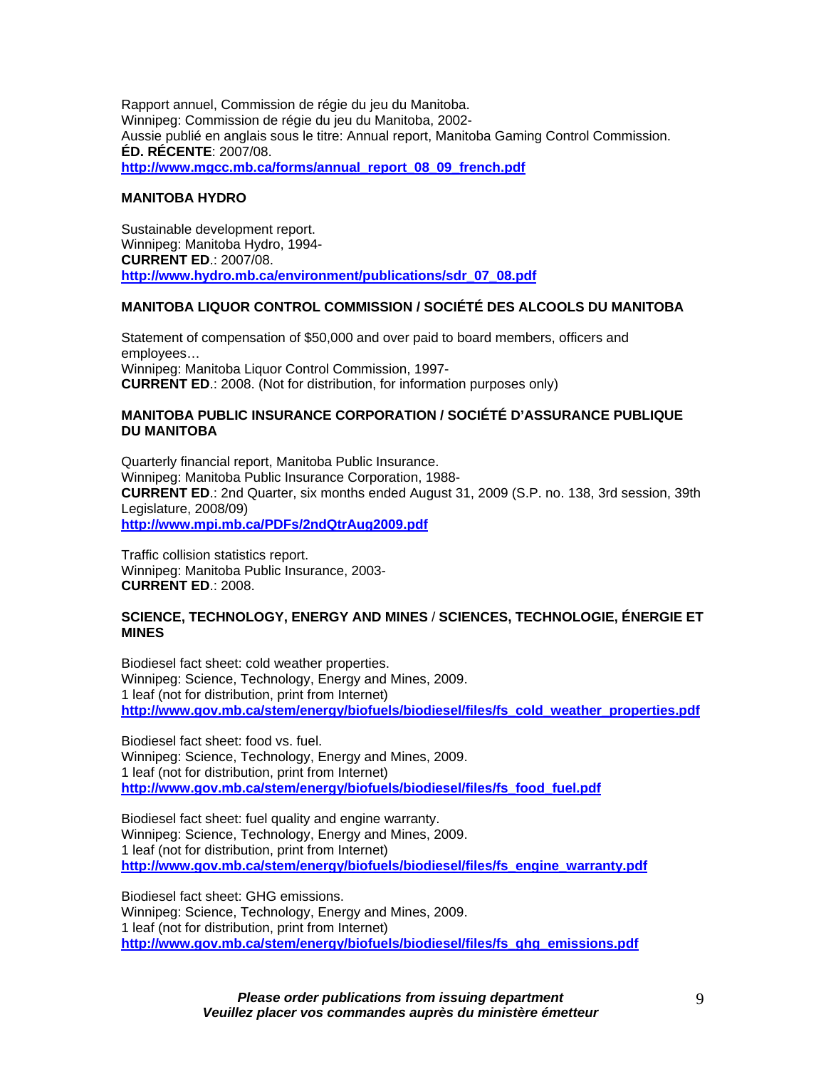Rapport annuel, Commission de régie du jeu du Manitoba.
Winnipeg: Commission de régie du jeu du Manitoba, 2002-
Aussie publié en anglais sous le titre: Annual report, Manitoba Gaming Control Commission.
**ÉD. RÉCENTE**: 2007/08.
http://www.mgcc.mb.ca/forms/annual_report_08_09_french.pdf

**MANITOBA HYDRO**

Sustainable development report.
Winnipeg: Manitoba Hydro, 1994-
**CURRENT ED**.: 2007/08.
http://www.hydro.mb.ca/environment/publications/sdr_07_08.pdf

**MANITOBA LIQUOR CONTROL COMMISSION / SOCIÉTÉ DES ALCOOLS DU MANITOBA**

Statement of compensation of $50,000 and over paid to board members, officers and employees…
Winnipeg: Manitoba Liquor Control Commission, 1997-
**CURRENT ED**.: 2008. (Not for distribution, for information purposes only)

**MANITOBA PUBLIC INSURANCE CORPORATION / SOCIÉTÉ D'ASSURANCE PUBLIQUE DU MANITOBA**

Quarterly financial report, Manitoba Public Insurance.
Winnipeg: Manitoba Public Insurance Corporation, 1988-
**CURRENT ED**.: 2nd Quarter, six months ended August 31, 2009 (S.P. no. 138, 3rd session, 39th Legislature, 2008/09)
http://www.mpi.mb.ca/PDFs/2ndQtrAug2009.pdf

Traffic collision statistics report.
Winnipeg: Manitoba Public Insurance, 2003-
**CURRENT ED**.: 2008.

**SCIENCE, TECHNOLOGY, ENERGY AND MINES / SCIENCES, TECHNOLOGIE, ÉNERGIE ET MINES**

Biodiesel fact sheet: cold weather properties.
Winnipeg: Science, Technology, Energy and Mines, 2009.
1 leaf (not for distribution, print from Internet)
http://www.gov.mb.ca/stem/energy/biofuels/biodiesel/files/fs_cold_weather_properties.pdf

Biodiesel fact sheet: food vs. fuel.
Winnipeg: Science, Technology, Energy and Mines, 2009.
1 leaf (not for distribution, print from Internet)
http://www.gov.mb.ca/stem/energy/biofuels/biodiesel/files/fs_food_fuel.pdf

Biodiesel fact sheet: fuel quality and engine warranty.
Winnipeg: Science, Technology, Energy and Mines, 2009.
1 leaf (not for distribution, print from Internet)
http://www.gov.mb.ca/stem/energy/biofuels/biodiesel/files/fs_engine_warranty.pdf

Biodiesel fact sheet: GHG emissions.
Winnipeg: Science, Technology, Energy and Mines, 2009.
1 leaf (not for distribution, print from Internet)
http://www.gov.mb.ca/stem/energy/biofuels/biodiesel/files/fs_ghg_emissions.pdf

***Please order publications from issuing department***
***Veuillez placer vos commandes auprès du ministère émetteur***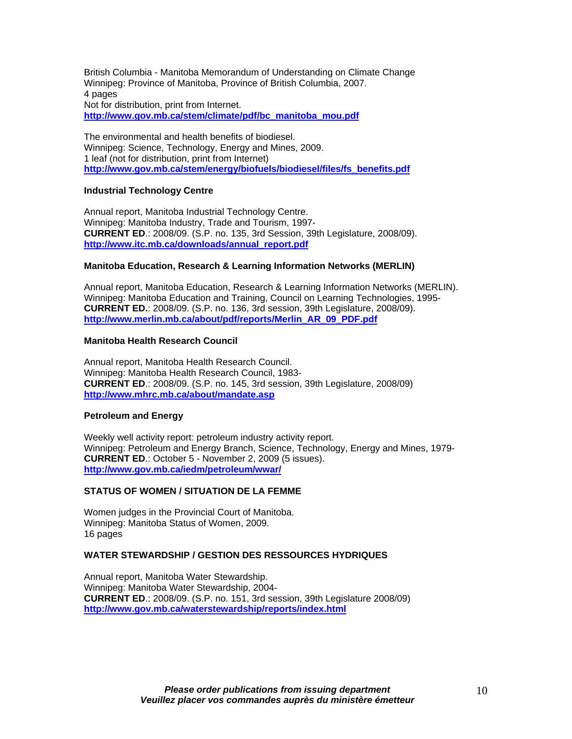British Columbia - Manitoba Memorandum of Understanding on Climate Change
Winnipeg: Province of Manitoba, Province of British Columbia, 2007.
4 pages
Not for distribution, print from Internet.
**http://www.gov.mb.ca/stem/climate/pdf/bc_manitoba_mou.pdf**

The environmental and health benefits of biodiesel.
Winnipeg: Science, Technology, Energy and Mines, 2009.
1 leaf (not for distribution, print from Internet)
**http://www.gov.mb.ca/stem/energy/biofuels/biodiesel/files/fs_benefits.pdf**

### Industrial Technology Centre

Annual report, Manitoba Industrial Technology Centre.
Winnipeg: Manitoba Industry, Trade and Tourism, 1997-
**CURRENT ED**.: 2008/09. (S.P. no. 135, 3rd Session, 39th Legislature, 2008/09).
**http://www.itc.mb.ca/downloads/annual_report.pdf**

### Manitoba Education, Research & Learning Information Networks (MERLIN)

Annual report, Manitoba Education, Research & Learning Information Networks (MERLIN).
Winnipeg: Manitoba Education and Training, Council on Learning Technologies, 1995-
**CURRENT ED.**: 2008/09. (S.P. no. 136, 3rd session, 39th Legislature, 2008/09).
**http://www.merlin.mb.ca/about/pdf/reports/Merlin_AR_09_PDF.pdf**

### Manitoba Health Research Council

Annual report, Manitoba Health Research Council.
Winnipeg: Manitoba Health Research Council, 1983-
**CURRENT ED**.: 2008/09. (S.P. no. 145, 3rd session, 39th Legislature, 2008/09)
**http://www.mhrc.mb.ca/about/mandate.asp**

### Petroleum and Energy

Weekly well activity report: petroleum industry activity report.
Winnipeg: Petroleum and Energy Branch, Science, Technology, Energy and Mines, 1979-
**CURRENT ED**.: October 5 - November 2, 2009 (5 issues).
**http://www.gov.mb.ca/iedm/petroleum/wwar/**

## STATUS OF WOMEN / SITUATION DE LA FEMME

Women judges in the Provincial Court of Manitoba.
Winnipeg: Manitoba Status of Women, 2009.
16 pages

## WATER STEWARDSHIP / GESTION DES RESSOURCES HYDRIQUES

Annual report, Manitoba Water Stewardship.
Winnipeg: Manitoba Water Stewardship, 2004-
**CURRENT ED**.: 2008/09. (S.P. no. 151, 3rd session, 39th Legislature 2008/09)
**http://www.gov.mb.ca/waterstewardship/reports/index.html**

***Please order publications from issuing department***
***Veuillez placer vos commandes auprès du ministère émetteur***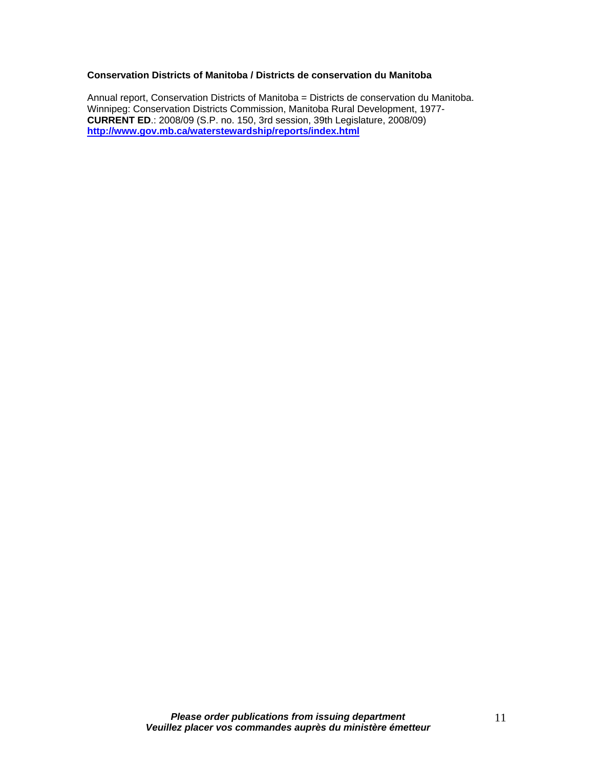**Conservation Districts of Manitoba / Districts de conservation du Manitoba**

Annual report, Conservation Districts of Manitoba = Districts de conservation du Manitoba.
Winnipeg: Conservation Districts Commission, Manitoba Rural Development, 1977-
**CURRENT ED**.: 2008/09 (S.P. no. 150, 3rd session, 39th Legislature, 2008/09)
**http://www.gov.mb.ca/waterstewardship/reports/index.html**

***Please order publications from issuing department***
***Veuillez placer vos commandes auprès du ministère émetteur***